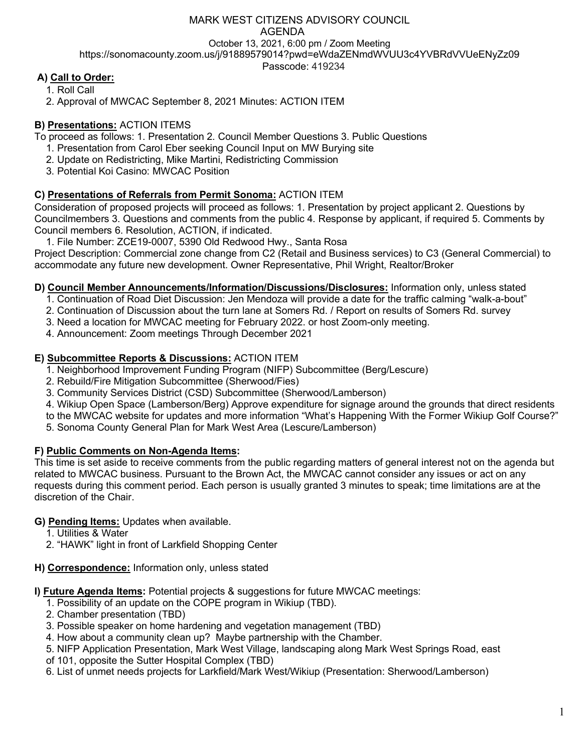# MARK WEST CITIZENS ADVISORY COUNCIL

AGENDA

October 13, 2021, 6:00 pm / Zoom Meeting

https://sonomacounty.zoom.us/j/91889579014?pwd=eWdaZENmdWVUU3c4YVBRdVVUeENyZz09

Passcode: 419234

**A) Call to Order:**

1. Roll Call
2. Approval of MWCAC September 8, 2021 Minutes: ACTION ITEM

**B) Presentations:** ACTION ITEMS

To proceed as follows: 1. Presentation 2. Council Member Questions 3. Public Questions

1. Presentation from Carol Eber seeking Council Input on MW Burying site
2. Update on Redistricting, Mike Martini, Redistricting Commission
3. Potential Koi Casino: MWCAC Position

**C) Presentations of Referrals from Permit Sonoma:** ACTION ITEM

Consideration of proposed projects will proceed as follows: 1. Presentation by project applicant 2. Questions by Councilmembers 3. Questions and comments from the public 4. Response by applicant, if required 5. Comments by Council members 6. Resolution, ACTION, if indicated.

1. File Number: ZCE19-0007, 5390 Old Redwood Hwy., Santa Rosa

Project Description: Commercial zone change from C2 (Retail and Business services) to C3 (General Commercial) to accommodate any future new development. Owner Representative, Phil Wright, Realtor/Broker

**D) Council Member Announcements/Information/Discussions/Disclosures:** Information only, unless stated

1. Continuation of Road Diet Discussion: Jen Mendoza will provide a date for the traffic calming "walk-a-bout"
2. Continuation of Discussion about the turn lane at Somers Rd. / Report on results of Somers Rd. survey
3. Need a location for MWCAC meeting for February 2022. or host Zoom-only meeting.
4. Announcement: Zoom meetings Through December 2021

**E) Subcommittee Reports & Discussions:** ACTION ITEM

1. Neighborhood Improvement Funding Program (NIFP) Subcommittee (Berg/Lescure)
2. Rebuild/Fire Mitigation Subcommittee (Sherwood/Fies)
3. Community Services District (CSD) Subcommittee (Sherwood/Lamberson)
4. Wikiup Open Space (Lamberson/Berg) Approve expenditure for signage around the grounds that direct residents to the MWCAC website for updates and more information "What's Happening With the Former Wikiup Golf Course?"
5. Sonoma County General Plan for Mark West Area (Lescure/Lamberson)

**F) Public Comments on Non-Agenda Items:**

This time is set aside to receive comments from the public regarding matters of general interest not on the agenda but related to MWCAC business. Pursuant to the Brown Act, the MWCAC cannot consider any issues or act on any requests during this comment period. Each person is usually granted 3 minutes to speak; time limitations are at the discretion of the Chair.

**G) Pending Items:** Updates when available.

1. Utilities & Water
2. "HAWK" light in front of Larkfield Shopping Center

**H) Correspondence:** Information only, unless stated

**I) Future Agenda Items:** Potential projects & suggestions for future MWCAC meetings:

1. Possibility of an update on the COPE program in Wikiup (TBD).
2. Chamber presentation (TBD)
3. Possible speaker on home hardening and vegetation management (TBD)
4. How about a community clean up? Maybe partnership with the Chamber.
5. NIFP Application Presentation, Mark West Village, landscaping along Mark West Springs Road, east of 101, opposite the Sutter Hospital Complex (TBD)
6. List of unmet needs projects for Larkfield/Mark West/Wikiup (Presentation: Sherwood/Lamberson)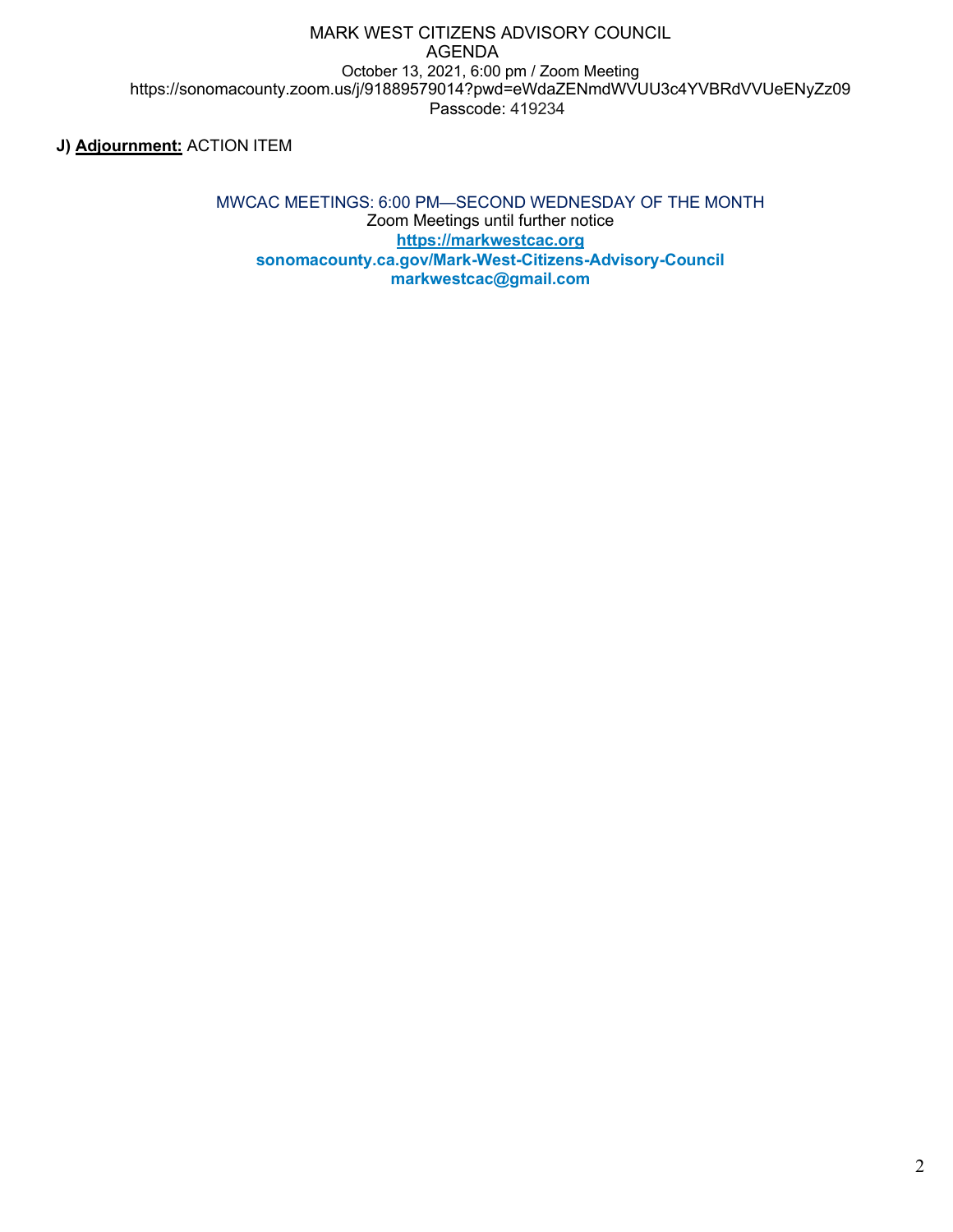**J) Adjournment:** ACTION ITEM

MWCAC MEETINGS: 6:00 PM—SECOND WEDNESDAY OF THE MONTH

Zoom Meetings until further notice

**https://markwestcac.org**

**sonomacounty.ca.gov/Mark-West-Citizens-Advisory-Council**

**markwestcac@gmail.com**